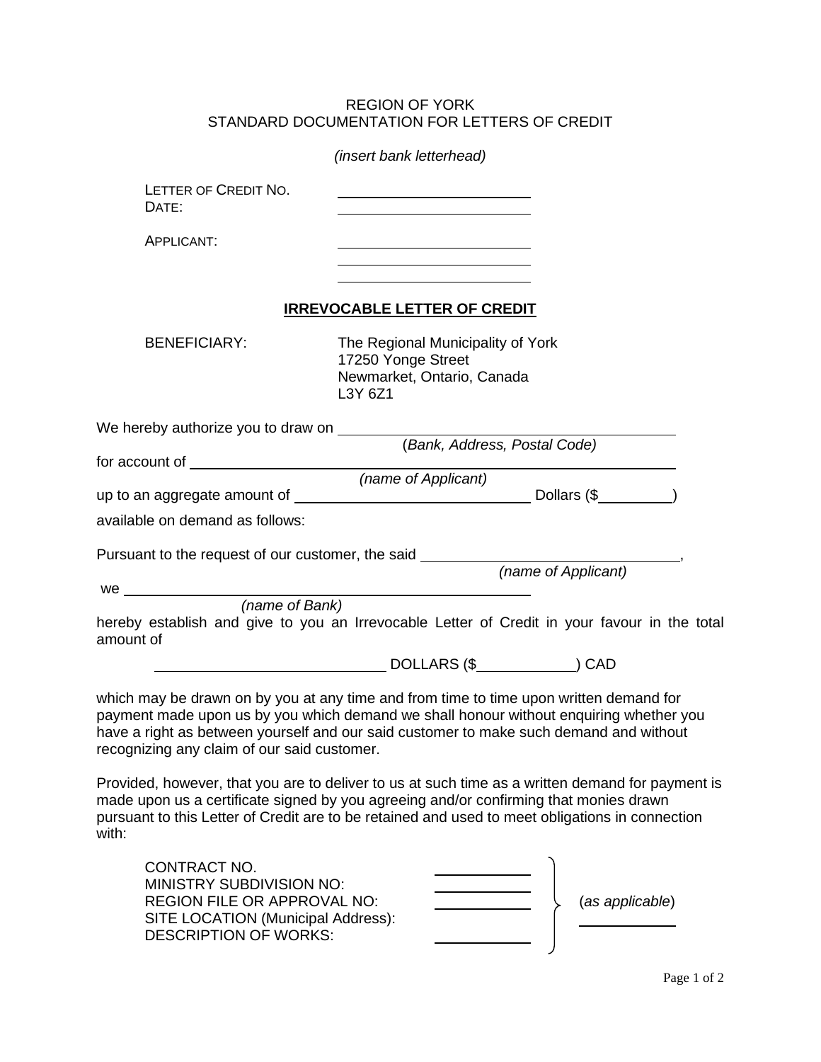REGION OF YORK
STANDARD DOCUMENTATION FOR LETTERS OF CREDIT

*(insert bank letterhead)*

LETTER OF CREDIT NO. ____________________
DATE: ____________________

APPLICANT: ____________________
____________________
____________________

**IRREVOCABLE LETTER OF CREDIT**

BENEFICIARY: The Regional Municipality of York
17250 Yonge Street
Newmarket, Ontario, Canada
L3Y 6Z1

We hereby authorize you to draw on ____________________________________
(*Bank, Address, Postal Code)*

for account of ____________________________________
*(name of Applicant)*

up to an aggregate amount of ______________________ Dollars ($__________)

available on demand as follows:

Pursuant to the request of our customer, the said ______________________,
*(name of Applicant)*

we ____________________________________
*(name of Bank)*

hereby establish and give to you an Irrevocable Letter of Credit in your favour in the total amount of

______________________ DOLLARS ($__________) CAD

which may be drawn on by you at any time and from time to time upon written demand for payment made upon us by you which demand we shall honour without enquiring whether you have a right as between yourself and our said customer to make such demand and without recognizing any claim of our said customer.

Provided, however, that you are to deliver to us at such time as a written demand for payment is made upon us a certificate signed by you agreeing and/or confirming that monies drawn pursuant to this Letter of Credit are to be retained and used to meet obligations in connection with:

CONTRACT NO. __________
MINISTRY SUBDIVISION NO: __________
REGION FILE OR APPROVAL NO: __________
SITE LOCATION (Municipal Address): __________
DESCRIPTION OF WORKS: __________

(*as applicable*) __________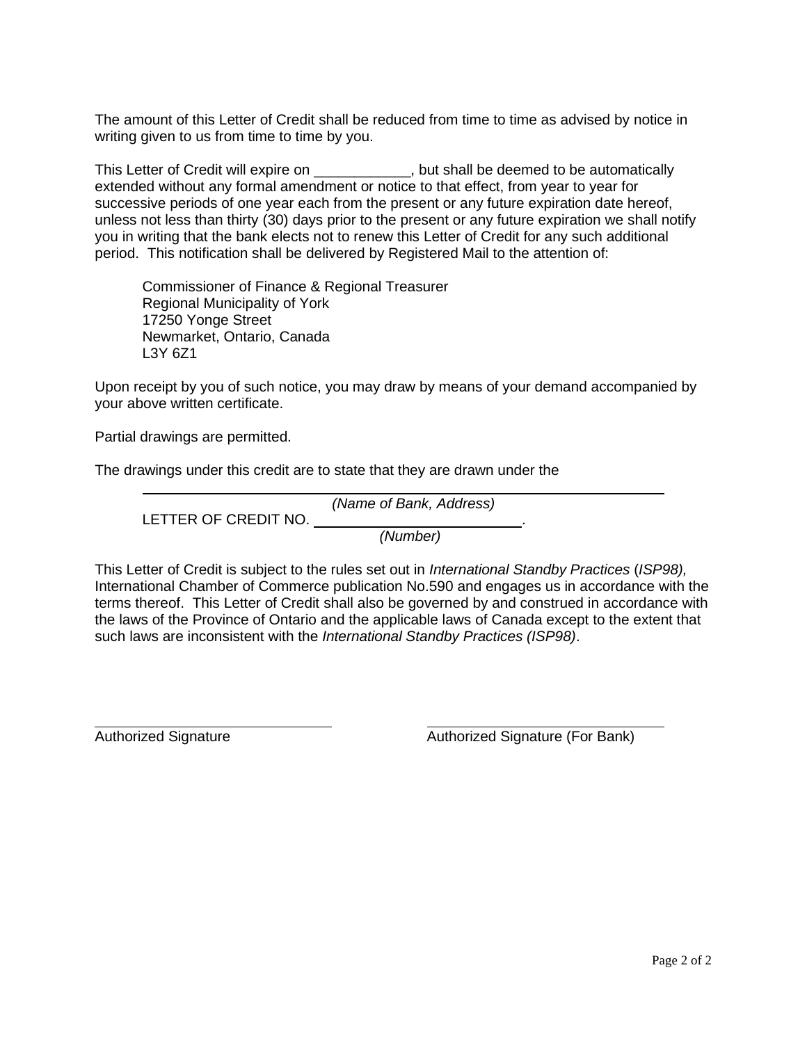The amount of this Letter of Credit shall be reduced from time to time as advised by notice in writing given to us from time to time by you.

This Letter of Credit will expire on ____________, but shall be deemed to be automatically extended without any formal amendment or notice to that effect, from year to year for successive periods of one year each from the present or any future expiration date hereof, unless not less than thirty (30) days prior to the present or any future expiration we shall notify you in writing that the bank elects not to renew this Letter of Credit for any such additional period. This notification shall be delivered by Registered Mail to the attention of:

> Commissioner of Finance & Regional Treasurer
> Regional Municipality of York
> 17250 Yonge Street
> Newmarket, Ontario, Canada
> L3Y 6Z1

Upon receipt by you of such notice, you may draw by means of your demand accompanied by your above written certificate.

Partial drawings are permitted.

The drawings under this credit are to state that they are drawn under the

________________________________________________
*(Name of Bank, Address)*

LETTER OF CREDIT NO. ______________________.
*(Number)*

This Letter of Credit is subject to the rules set out in *International Standby Practices* (*ISP98),* International Chamber of Commerce publication No.590 and engages us in accordance with the terms thereof. This Letter of Credit shall also be governed by and construed in accordance with the laws of the Province of Ontario and the applicable laws of Canada except to the extent that such laws are inconsistent with the *International Standby Practices (ISP98)*.

______________________________
Authorized Signature

______________________________
Authorized Signature (For Bank)